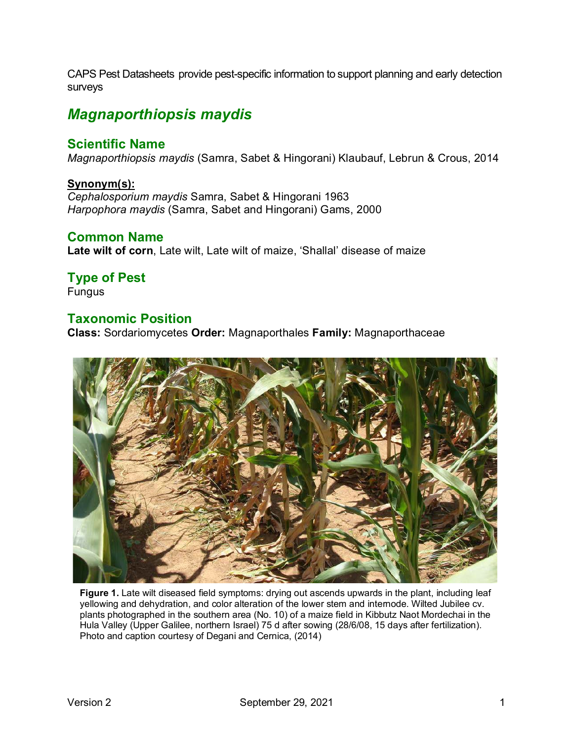CAPS Pest Datasheets provide pest-specific information to support planning and early detection surveys

# *Magnaporthiopsis maydis*

## Scientific Name

*Magnaporthiopsis maydis* (Samra, Sabet & Hingorani) Klaubauf, Lebrun & Crous, 2014

**Synonym(s):**

*Cephalosporium maydis* Samra, Sabet & Hingorani 1963
*Harpophora maydis* (Samra, Sabet and Hingorani) Gams, 2000

## Common Name

**Late wilt of corn**, Late wilt, Late wilt of maize, 'Shallal' disease of maize

## Type of Pest

Fungus

## Taxonomic Position

**Class:** Sordariomycetes **Order:** Magnaporthales **Family:** Magnaporthaceae

**Figure 1.** Late wilt diseased field symptoms: drying out ascends upwards in the plant, including leaf yellowing and dehydration, and color alteration of the lower stem and internode. Wilted Jubilee cv. plants photographed in the southern area (No. 10) of a maize field in Kibbutz Naot Mordechai in the Hula Valley (Upper Galilee, northern Israel) 75 d after sowing (28/6/08, 15 days after fertilization). Photo and caption courtesy of Degani and Cernica, (2014)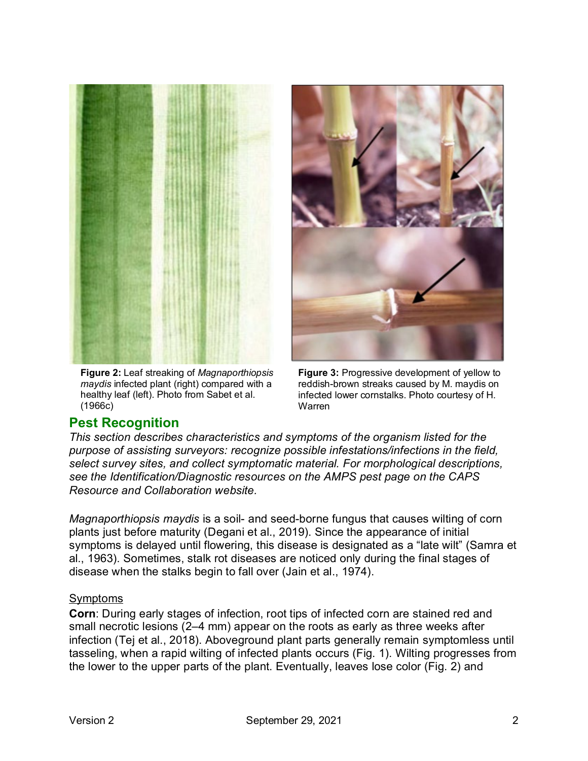**Figure 2:** Leaf streaking of *Magnaporthiopsis maydis* infected plant (right) compared with a healthy leaf (left). Photo from Sabet et al. (1966c)

**Figure 3:** Progressive development of yellow to reddish-brown streaks caused by M. maydis on infected lower cornstalks. Photo courtesy of H. Warren

## Pest Recognition

*This section describes characteristics and symptoms of the organism listed for the purpose of assisting surveyors: recognize possible infestations/infections in the field, select survey sites, and collect symptomatic material. For morphological descriptions, see the Identification/Diagnostic resources on the AMPS pest page on the CAPS Resource and Collaboration website.*

*Magnaporthiopsis maydis* is a soil- and seed-borne fungus that causes wilting of corn plants just before maturity (Degani et al., 2019). Since the appearance of initial symptoms is delayed until flowering, this disease is designated as a "late wilt" (Samra et al., 1963). Sometimes, stalk rot diseases are noticed only during the final stages of disease when the stalks begin to fall over (Jain et al., 1974).

### Symptoms

**Corn**: During early stages of infection, root tips of infected corn are stained red and small necrotic lesions (2–4 mm) appear on the roots as early as three weeks after infection (Tej et al., 2018). Aboveground plant parts generally remain symptomless until tasseling, when a rapid wilting of infected plants occurs (Fig. 1). Wilting progresses from the lower to the upper parts of the plant. Eventually, leaves lose color (Fig. 2) and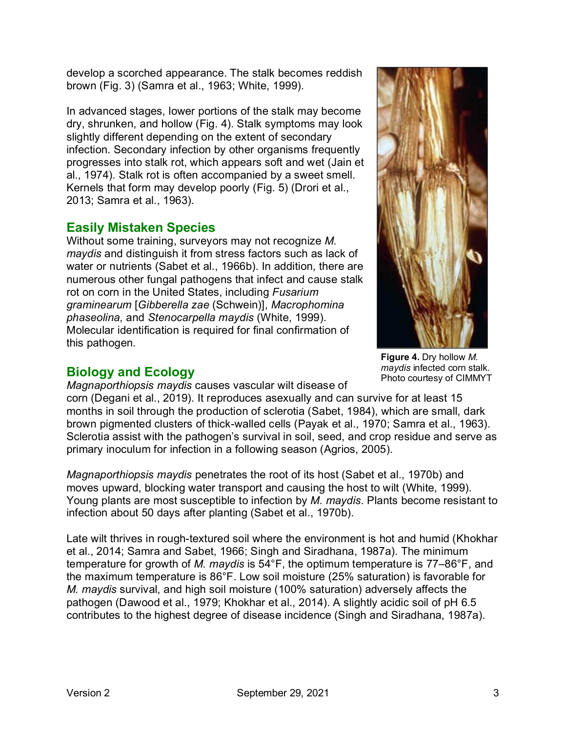develop a scorched appearance. The stalk becomes reddish brown (Fig. 3) (Samra et al., 1963; White, 1999).

In advanced stages, lower portions of the stalk may become dry, shrunken, and hollow (Fig. 4). Stalk symptoms may look slightly different depending on the extent of secondary infection. Secondary infection by other organisms frequently progresses into stalk rot, which appears soft and wet (Jain et al., 1974). Stalk rot is often accompanied by a sweet smell. Kernels that form may develop poorly (Fig. 5) (Drori et al., 2013; Samra et al., 1963).

**Figure 4.** Dry hollow *M. maydis* infected corn stalk. Photo courtesy of CIMMYT

## Easily Mistaken Species

Without some training, surveyors may not recognize *M. maydis* and distinguish it from stress factors such as lack of water or nutrients (Sabet et al., 1966b). In addition, there are numerous other fungal pathogens that infect and cause stalk rot on corn in the United States, including *Fusarium graminearum* [*Gibberella zae* (Schwein)], *Macrophomina phaseolina*, and *Stenocarpella maydis* (White, 1999). Molecular identification is required for final confirmation of this pathogen.

## Biology and Ecology

*Magnaporthiopsis maydis* causes vascular wilt disease of corn (Degani et al., 2019). It reproduces asexually and can survive for at least 15 months in soil through the production of sclerotia (Sabet, 1984), which are small, dark brown pigmented clusters of thick-walled cells (Payak et al., 1970; Samra et al., 1963). Sclerotia assist with the pathogen's survival in soil, seed, and crop residue and serve as primary inoculum for infection in a following season (Agrios, 2005).

*Magnaporthiopsis maydis* penetrates the root of its host (Sabet et al., 1970b) and moves upward, blocking water transport and causing the host to wilt (White, 1999). Young plants are most susceptible to infection by *M. maydis*. Plants become resistant to infection about 50 days after planting (Sabet et al., 1970b).

Late wilt thrives in rough-textured soil where the environment is hot and humid (Khokhar et al., 2014; Samra and Sabet, 1966; Singh and Siradhana, 1987a). The minimum temperature for growth of *M. maydis* is 54°F, the optimum temperature is 77–86°F, and the maximum temperature is 86°F. Low soil moisture (25% saturation) is favorable for *M. maydis* survival, and high soil moisture (100% saturation) adversely affects the pathogen (Dawood et al., 1979; Khokhar et al., 2014). A slightly acidic soil of pH 6.5 contributes to the highest degree of disease incidence (Singh and Siradhana, 1987a).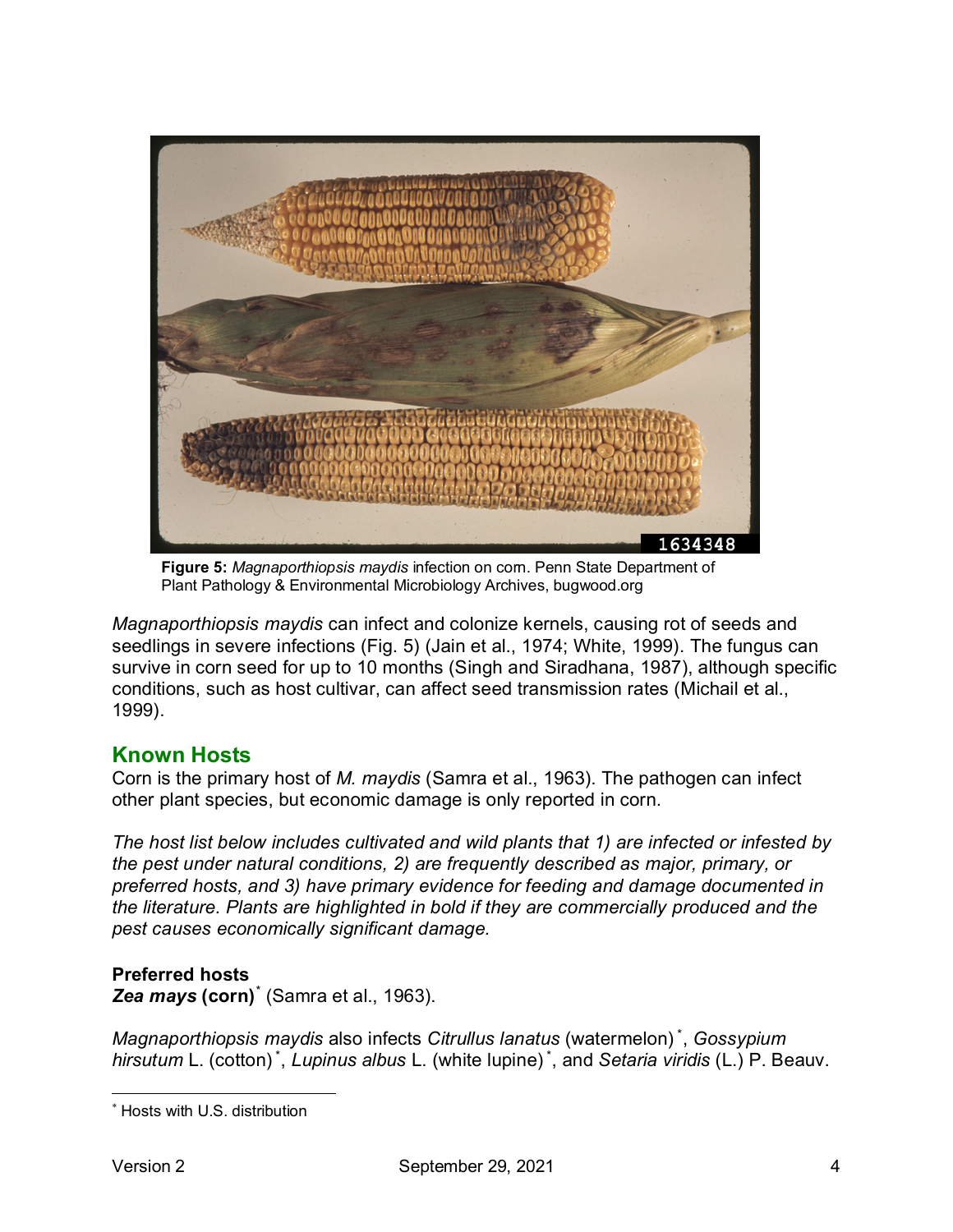**Figure 5:** *Magnaporthiopsis maydis* infection on corn. Penn State Department of Plant Pathology & Environmental Microbiology Archives, bugwood.org

*Magnaporthiopsis maydis* can infect and colonize kernels, causing rot of seeds and seedlings in severe infections (Fig. 5) (Jain et al., 1974; White, 1999). The fungus can survive in corn seed for up to 10 months (Singh and Siradhana, 1987), although specific conditions, such as host cultivar, can affect seed transmission rates (Michail et al., 1999).

## Known Hosts

Corn is the primary host of *M. maydis* (Samra et al., 1963). The pathogen can infect other plant species, but economic damage is only reported in corn.

*The host list below includes cultivated and wild plants that 1) are infected or infested by the pest under natural conditions, 2) are frequently described as major, primary, or preferred hosts, and 3) have primary evidence for feeding and damage documented in the literature. Plants are highlighted in bold if they are commercially produced and the pest causes economically significant damage.*

**Preferred hosts**
***Zea mays*** **(corn)**[*] (Samra et al., 1963).

*Magnaporthiopsis maydis* also infects *Citrullus lanatus* (watermelon)[*], *Gossypium hirsutum* L. (cotton)[*], *Lupinus albus* L. (white lupine)[*], and *Setaria viridis* (L.) P. Beauv.

[*] Hosts with U.S. distribution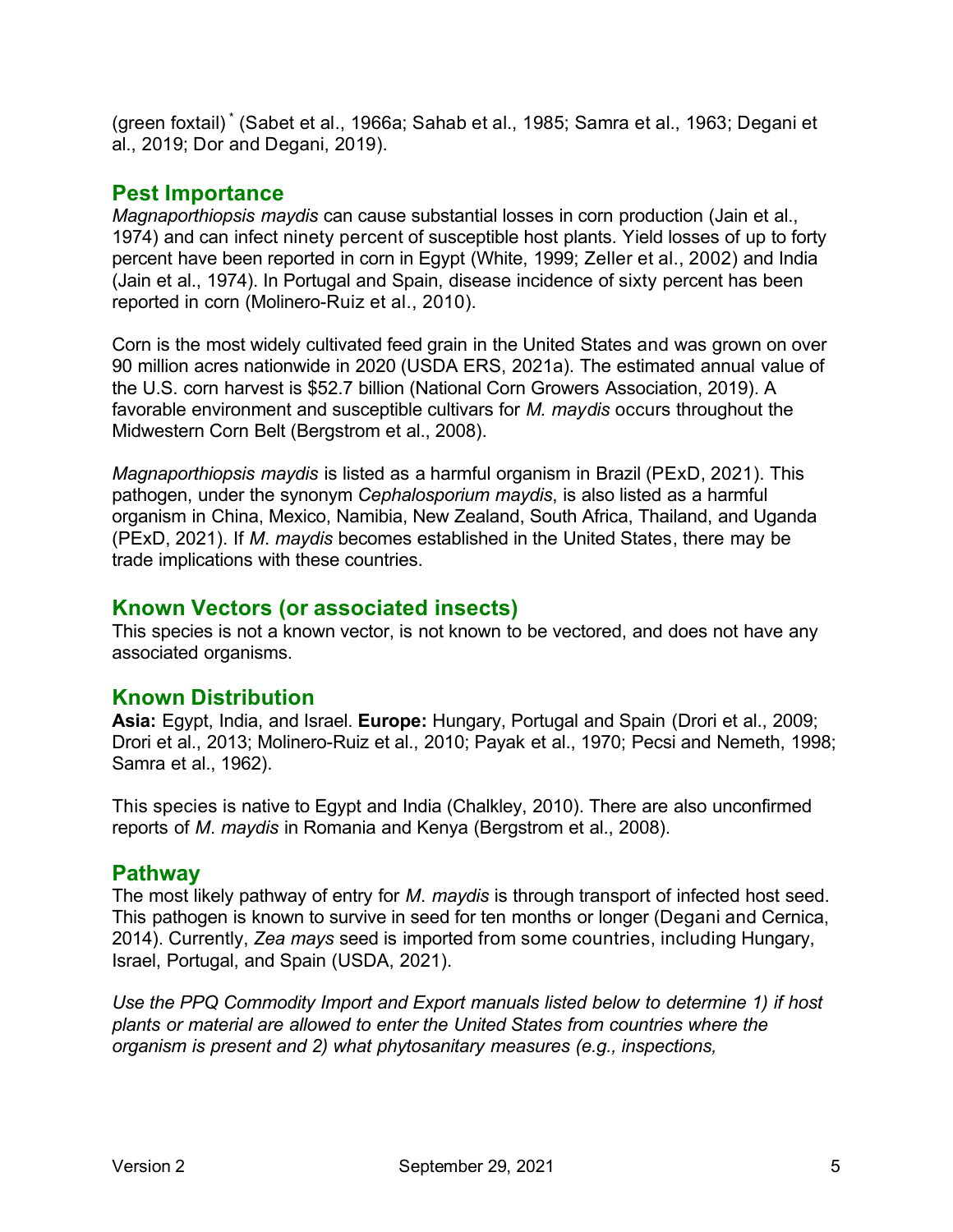(green foxtail)* (Sabet et al., 1966a; Sahab et al., 1985; Samra et al., 1963; Degani et al., 2019; Dor and Degani, 2019).

## Pest Importance

*Magnaporthiopsis maydis* can cause substantial losses in corn production (Jain et al., 1974) and can infect ninety percent of susceptible host plants. Yield losses of up to forty percent have been reported in corn in Egypt (White, 1999; Zeller et al., 2002) and India (Jain et al., 1974). In Portugal and Spain, disease incidence of sixty percent has been reported in corn (Molinero-Ruiz et al., 2010).

Corn is the most widely cultivated feed grain in the United States and was grown on over 90 million acres nationwide in 2020 (USDA ERS, 2021a). The estimated annual value of the U.S. corn harvest is $52.7 billion (National Corn Growers Association, 2019). A favorable environment and susceptible cultivars for *M. maydis* occurs throughout the Midwestern Corn Belt (Bergstrom et al., 2008).

*Magnaporthiopsis maydis* is listed as a harmful organism in Brazil (PExD, 2021). This pathogen, under the synonym *Cephalosporium maydis*, is also listed as a harmful organism in China, Mexico, Namibia, New Zealand, South Africa, Thailand, and Uganda (PExD, 2021). If *M. maydis* becomes established in the United States, there may be trade implications with these countries.

## Known Vectors (or associated insects)

This species is not a known vector, is not known to be vectored, and does not have any associated organisms.

## Known Distribution

**Asia:** Egypt, India, and Israel. **Europe:** Hungary, Portugal and Spain (Drori et al., 2009; Drori et al., 2013; Molinero-Ruiz et al., 2010; Payak et al., 1970; Pecsi and Nemeth, 1998; Samra et al., 1962).

This species is native to Egypt and India (Chalkley, 2010). There are also unconfirmed reports of *M. maydis* in Romania and Kenya (Bergstrom et al., 2008).

## Pathway

The most likely pathway of entry for *M. maydis* is through transport of infected host seed. This pathogen is known to survive in seed for ten months or longer (Degani and Cernica, 2014). Currently, *Zea mays* seed is imported from some countries, including Hungary, Israel, Portugal, and Spain (USDA, 2021).

*Use the PPQ Commodity Import and Export manuals listed below to determine 1) if host plants or material are allowed to enter the United States from countries where the organism is present and 2) what phytosanitary measures (e.g., inspections,*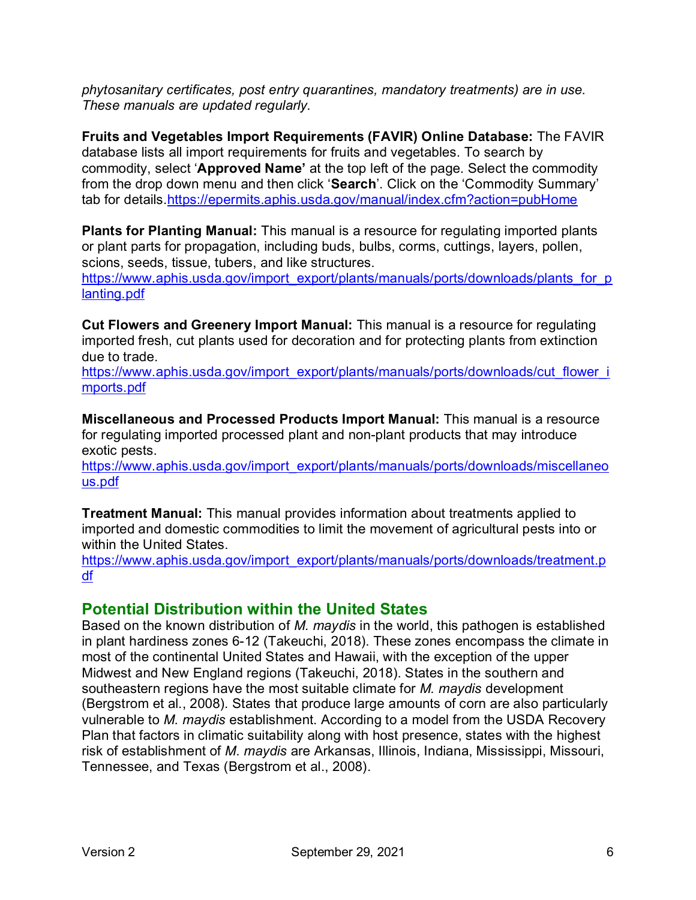*phytosanitary certificates, post entry quarantines, mandatory treatments) are in use. These manuals are updated regularly.*

**Fruits and Vegetables Import Requirements (FAVIR) Online Database:** The FAVIR database lists all import requirements for fruits and vegetables. To search by commodity, select '**Approved Name'** at the top left of the page. Select the commodity from the drop down menu and then click '**Search**'. Click on the 'Commodity Summary' tab for details. https://epermits.aphis.usda.gov/manual/index.cfm?action=pubHome

**Plants for Planting Manual:** This manual is a resource for regulating imported plants or plant parts for propagation, including buds, bulbs, corms, cuttings, layers, pollen, scions, seeds, tissue, tubers, and like structures.
https://www.aphis.usda.gov/import_export/plants/manuals/ports/downloads/plants_for_planting.pdf

**Cut Flowers and Greenery Import Manual:** This manual is a resource for regulating imported fresh, cut plants used for decoration and for protecting plants from extinction due to trade.
https://www.aphis.usda.gov/import_export/plants/manuals/ports/downloads/cut_flower_imports.pdf

**Miscellaneous and Processed Products Import Manual:** This manual is a resource for regulating imported processed plant and non-plant products that may introduce exotic pests.
https://www.aphis.usda.gov/import_export/plants/manuals/ports/downloads/miscellaneous.pdf

**Treatment Manual:** This manual provides information about treatments applied to imported and domestic commodities to limit the movement of agricultural pests into or within the United States.
https://www.aphis.usda.gov/import_export/plants/manuals/ports/downloads/treatment.pdf

## Potential Distribution within the United States

Based on the known distribution of *M. maydis* in the world, this pathogen is established in plant hardiness zones 6-12 (Takeuchi, 2018). These zones encompass the climate in most of the continental United States and Hawaii, with the exception of the upper Midwest and New England regions (Takeuchi, 2018). States in the southern and southeastern regions have the most suitable climate for *M. maydis* development (Bergstrom et al., 2008). States that produce large amounts of corn are also particularly vulnerable to *M. maydis* establishment. According to a model from the USDA Recovery Plan that factors in climatic suitability along with host presence, states with the highest risk of establishment of *M. maydis* are Arkansas, Illinois, Indiana, Mississippi, Missouri, Tennessee, and Texas (Bergstrom et al., 2008).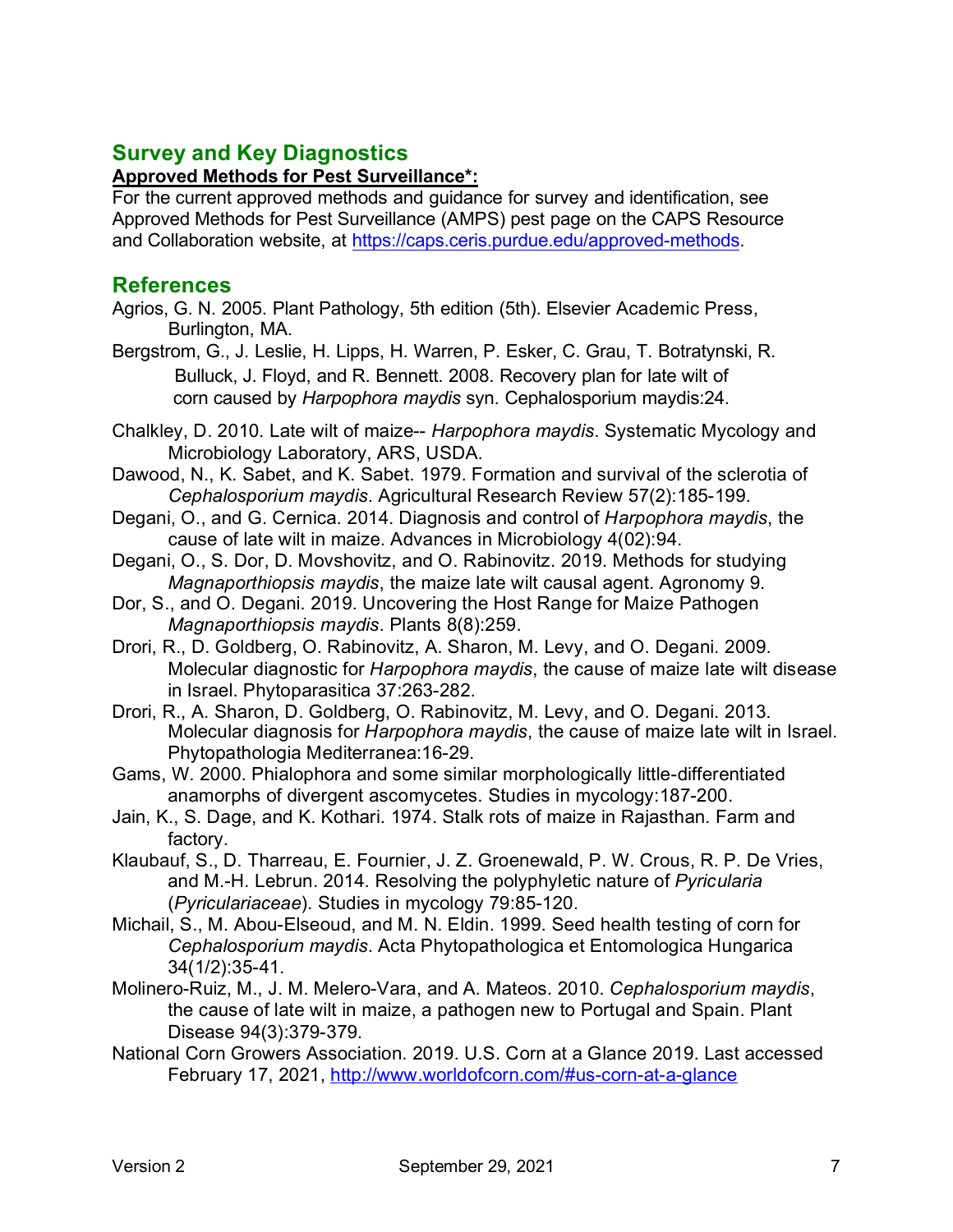## Survey and Key Diagnostics

**Approved Methods for Pest Surveillance*:**

For the current approved methods and guidance for survey and identification, see Approved Methods for Pest Surveillance (AMPS) pest page on the CAPS Resource and Collaboration website, at https://caps.ceris.purdue.edu/approved-methods.

## References

Agrios, G. N. 2005. Plant Pathology, 5th edition (5th). Elsevier Academic Press, Burlington, MA.

Bergstrom, G., J. Leslie, H. Lipps, H. Warren, P. Esker, C. Grau, T. Botratynski, R. Bulluck, J. Floyd, and R. Bennett. 2008. Recovery plan for late wilt of corn caused by *Harpophora maydis* syn. Cephalosporium maydis:24.

Chalkley, D. 2010. Late wilt of maize-- *Harpophora maydis*. Systematic Mycology and Microbiology Laboratory, ARS, USDA.

Dawood, N., K. Sabet, and K. Sabet. 1979. Formation and survival of the sclerotia of *Cephalosporium maydis*. Agricultural Research Review 57(2):185-199.

Degani, O., and G. Cernica. 2014. Diagnosis and control of *Harpophora maydis*, the cause of late wilt in maize. Advances in Microbiology 4(02):94.

Degani, O., S. Dor, D. Movshovitz, and O. Rabinovitz. 2019. Methods for studying *Magnaporthiopsis maydis*, the maize late wilt causal agent. Agronomy 9.

Dor, S., and O. Degani. 2019. Uncovering the Host Range for Maize Pathogen *Magnaporthiopsis maydis*. Plants 8(8):259.

Drori, R., D. Goldberg, O. Rabinovitz, A. Sharon, M. Levy, and O. Degani. 2009. Molecular diagnostic for *Harpophora maydis*, the cause of maize late wilt disease in Israel. Phytoparasitica 37:263-282.

Drori, R., A. Sharon, D. Goldberg, O. Rabinovitz, M. Levy, and O. Degani. 2013. Molecular diagnosis for *Harpophora maydis*, the cause of maize late wilt in Israel. Phytopathologia Mediterranea:16-29.

Gams, W. 2000. Phialophora and some similar morphologically little-differentiated anamorphs of divergent ascomycetes. Studies in mycology:187-200.

Jain, K., S. Dage, and K. Kothari. 1974. Stalk rots of maize in Rajasthan. Farm and factory.

Klaubauf, S., D. Tharreau, E. Fournier, J. Z. Groenewald, P. W. Crous, R. P. De Vries, and M.-H. Lebrun. 2014. Resolving the polyphyletic nature of *Pyricularia* (*Pyriculariaceae*). Studies in mycology 79:85-120.

Michail, S., M. Abou-Elseoud, and M. N. Eldin. 1999. Seed health testing of corn for *Cephalosporium maydis*. Acta Phytopathologica et Entomologica Hungarica 34(1/2):35-41.

Molinero-Ruiz, M., J. M. Melero-Vara, and A. Mateos. 2010. *Cephalosporium maydis*, the cause of late wilt in maize, a pathogen new to Portugal and Spain. Plant Disease 94(3):379-379.

National Corn Growers Association. 2019. U.S. Corn at a Glance 2019. Last accessed February 17, 2021, http://www.worldofcorn.com/#us-corn-at-a-glance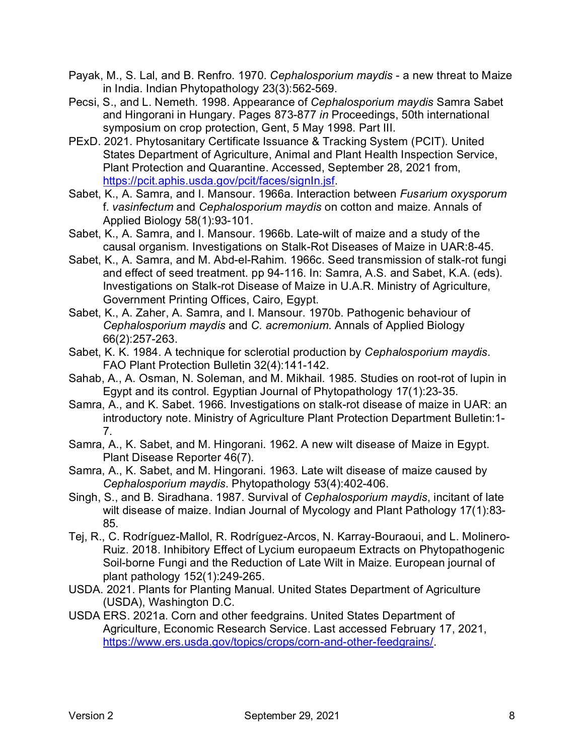Payak, M., S. Lal, and B. Renfro. 1970. *Cephalosporium maydis* - a new threat to Maize in India. Indian Phytopathology 23(3):562-569.

Pecsi, S., and L. Nemeth. 1998. Appearance of *Cephalosporium maydis* Samra Sabet and Hingorani in Hungary. Pages 873-877 *in* Proceedings, 50th international symposium on crop protection, Gent, 5 May 1998. Part III.

PExD. 2021. Phytosanitary Certificate Issuance & Tracking System (PCIT). United States Department of Agriculture, Animal and Plant Health Inspection Service, Plant Protection and Quarantine. Accessed, September 28, 2021 from, [https://pcit.aphis.usda.gov/pcit/faces/signIn.jsf](https://pcit.aphis.usda.gov/pcit/faces/signIn.jsf).

Sabet, K., A. Samra, and I. Mansour. 1966a. Interaction between *Fusarium oxysporum* f. *vasinfectum* and *Cephalosporium maydis* on cotton and maize. Annals of Applied Biology 58(1):93-101.

Sabet, K., A. Samra, and I. Mansour. 1966b. Late-wilt of maize and a study of the causal organism. Investigations on Stalk-Rot Diseases of Maize in UAR:8-45.

Sabet, K., A. Samra, and M. Abd-el-Rahim. 1966c. Seed transmission of stalk-rot fungi and effect of seed treatment. pp 94-116. In: Samra, A.S. and Sabet, K.A. (eds). Investigations on Stalk-rot Disease of Maize in U.A.R. Ministry of Agriculture, Government Printing Offices, Cairo, Egypt.

Sabet, K., A. Zaher, A. Samra, and I. Mansour. 1970b. Pathogenic behaviour of *Cephalosporium maydis* and *C. acremonium*. Annals of Applied Biology 66(2):257-263.

Sabet, K. K. 1984. A technique for sclerotial production by *Cephalosporium maydis*. FAO Plant Protection Bulletin 32(4):141-142.

Sahab, A., A. Osman, N. Soleman, and M. Mikhail. 1985. Studies on root-rot of lupin in Egypt and its control. Egyptian Journal of Phytopathology 17(1):23-35.

Samra, A., and K. Sabet. 1966. Investigations on stalk-rot disease of maize in UAR: an introductory note. Ministry of Agriculture Plant Protection Department Bulletin:1-7.

Samra, A., K. Sabet, and M. Hingorani. 1962. A new wilt disease of Maize in Egypt. Plant Disease Reporter 46(7).

Samra, A., K. Sabet, and M. Hingorani. 1963. Late wilt disease of maize caused by *Cephalosporium maydis*. Phytopathology 53(4):402-406.

Singh, S., and B. Siradhana. 1987. Survival of *Cephalosporium maydis*, incitant of late wilt disease of maize. Indian Journal of Mycology and Plant Pathology 17(1):83-85.

Tej, R., C. Rodríguez-Mallol, R. Rodríguez-Arcos, N. Karray-Bouraoui, and L. Molinero-Ruiz. 2018. Inhibitory Effect of Lycium europaeum Extracts on Phytopathogenic Soil-borne Fungi and the Reduction of Late Wilt in Maize. European journal of plant pathology 152(1):249-265.

USDA. 2021. Plants for Planting Manual. United States Department of Agriculture (USDA), Washington D.C.

USDA ERS. 2021a. Corn and other feedgrains. United States Department of Agriculture, Economic Research Service. Last accessed February 17, 2021, [https://www.ers.usda.gov/topics/crops/corn-and-other-feedgrains/](https://www.ers.usda.gov/topics/crops/corn-and-other-feedgrains/).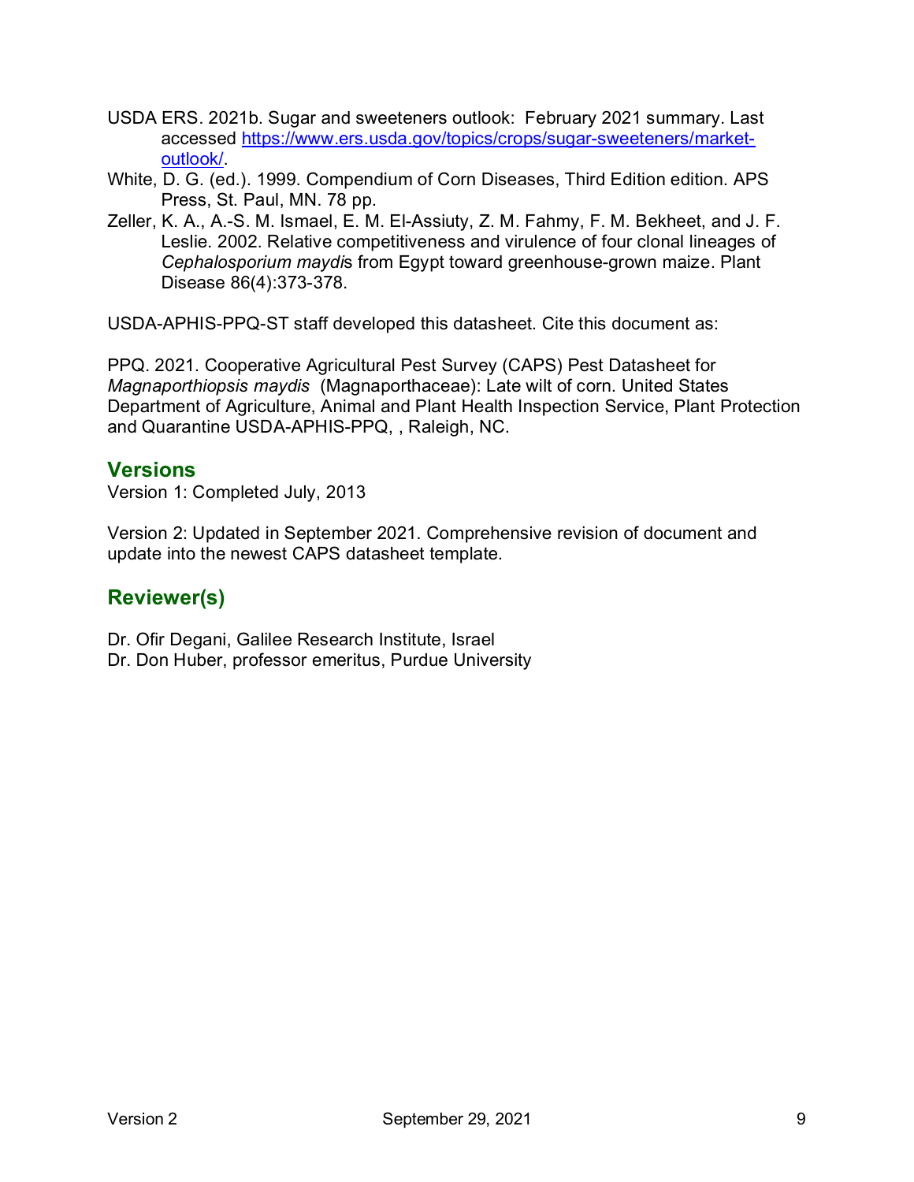USDA ERS. 2021b. Sugar and sweeteners outlook: February 2021 summary. Last accessed https://www.ers.usda.gov/topics/crops/sugar-sweeteners/market-outlook/.

White, D. G. (ed.). 1999. Compendium of Corn Diseases, Third Edition edition. APS Press, St. Paul, MN. 78 pp.

Zeller, K. A., A.-S. M. Ismael, E. M. El-Assiuty, Z. M. Fahmy, F. M. Bekheet, and J. F. Leslie. 2002. Relative competitiveness and virulence of four clonal lineages of *Cephalosporium maydis* from Egypt toward greenhouse-grown maize. Plant Disease 86(4):373-378.

USDA-APHIS-PPQ-ST staff developed this datasheet. Cite this document as:

PPQ. 2021. Cooperative Agricultural Pest Survey (CAPS) Pest Datasheet for *Magnaporthiopsis maydis* (Magnaporthaceae): Late wilt of corn. United States Department of Agriculture, Animal and Plant Health Inspection Service, Plant Protection and Quarantine USDA-APHIS-PPQ, , Raleigh, NC.

## Versions

Version 1: Completed July, 2013

Version 2: Updated in September 2021. Comprehensive revision of document and update into the newest CAPS datasheet template.

## Reviewer(s)

Dr. Ofir Degani, Galilee Research Institute, Israel
Dr. Don Huber, professor emeritus, Purdue University